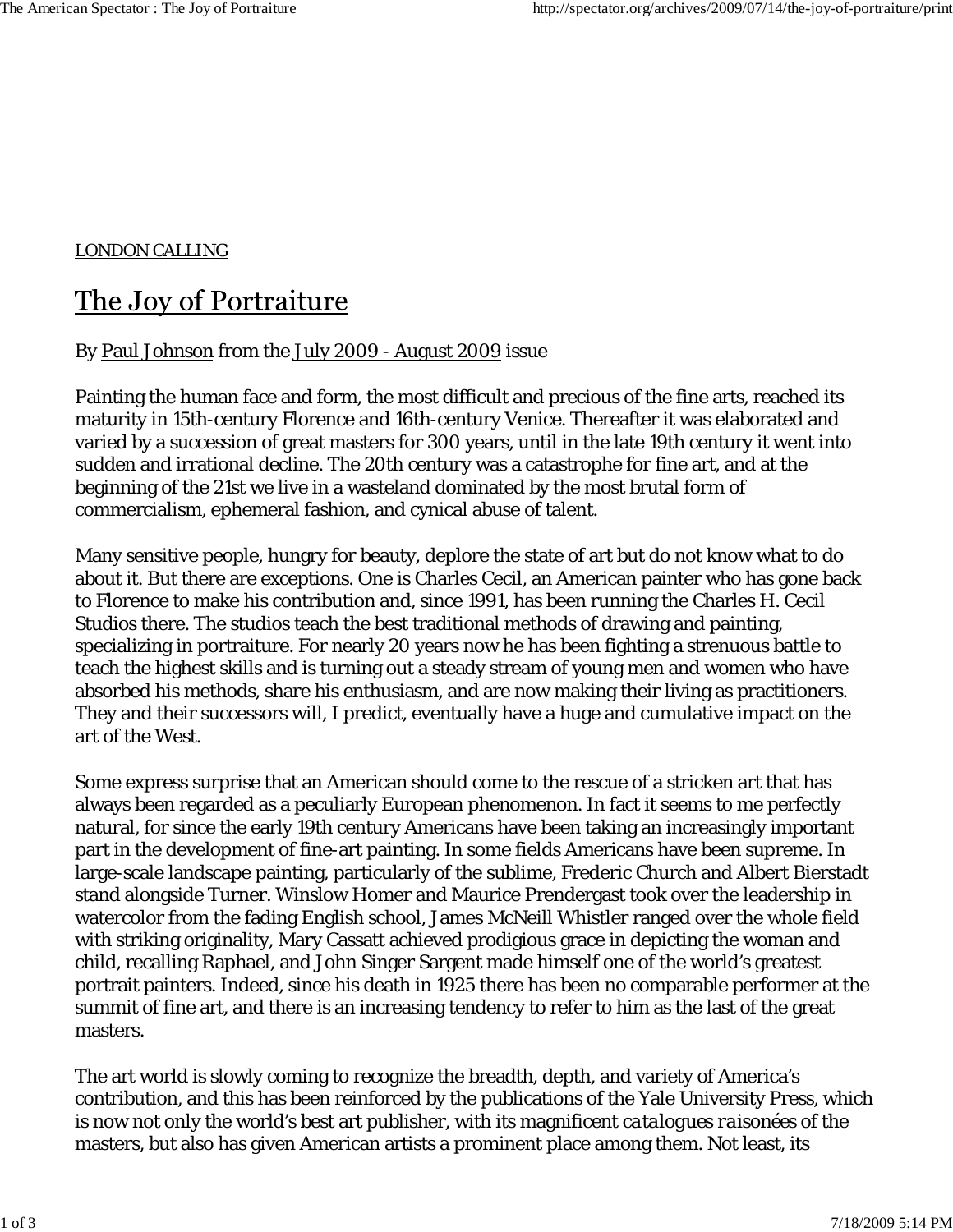LONDON CALLING

# The Joy of Portraiture

By Paul Johnson from the July 2009 - August 2009 issue

Painting the human face and form, the most difficult and precious of the fine arts, reached its maturity in 15th-century Florence and 16th-century Venice. Thereafter it was elaborated and varied by a succession of great masters for 300 years, until in the late 19th century it went into sudden and irrational decline. The 20th century was a catastrophe for fine art, and at the beginning of the 21st we live in a wasteland dominated by the most brutal form of commercialism, ephemeral fashion, and cynical abuse of talent.

Many sensitive people, hungry for beauty, deplore the state of art but do not know what to do about it. But there are exceptions. One is Charles Cecil, an American painter who has gone back to Florence to make his contribution and, since 1991, has been running the Charles H. Cecil Studios there. The studios teach the best traditional methods of drawing and painting, specializing in portraiture. For nearly 20 years now he has been fighting a strenuous battle to teach the highest skills and is turning out a steady stream of young men and women who have absorbed his methods, share his enthusiasm, and are now making their living as practitioners. They and their successors will, I predict, eventually have a huge and cumulative impact on the art of the West.

Some express surprise that an American should come to the rescue of a stricken art that has always been regarded as a peculiarly European phenomenon. In fact it seems to me perfectly natural, for since the early 19th century Americans have been taking an increasingly important part in the development of fine-art painting. In some fields Americans have been supreme. In large-scale landscape painting, particularly of the sublime, Frederic Church and Albert Bierstadt stand alongside Turner. Winslow Homer and Maurice Prendergast took over the leadership in watercolor from the fading English school, James McNeill Whistler ranged over the whole field with striking originality, Mary Cassatt achieved prodigious grace in depicting the woman and child, recalling Raphael, and John Singer Sargent made himself one of the world's greatest portrait painters. Indeed, since his death in 1925 there has been no comparable performer at the summit of fine art, and there is an increasing tendency to refer to him as the last of the great masters.

The art world is slowly coming to recognize the breadth, depth, and variety of America's contribution, and this has been reinforced by the publications of the Yale University Press, which is now not only the world's best art publisher, with its magnificent *catalogues raisonées* of the masters, but also has given American artists a prominent place among them. Not least, its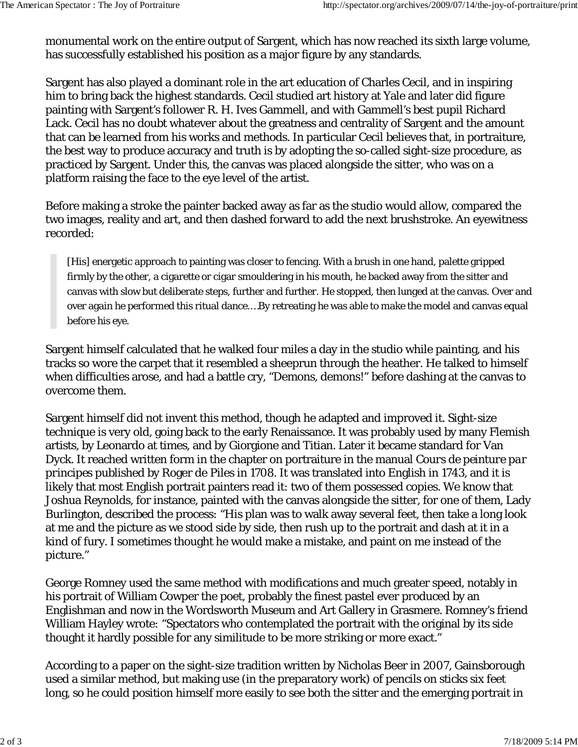monumental work on the entire output of Sargent, which has now reached its sixth large volume, has successfully established his position as a major figure by any standards.

Sargent has also played a dominant role in the art education of Charles Cecil, and in inspiring him to bring back the highest standards. Cecil studied art history at Yale and later did figure painting with Sargent's follower R. H. Ives Gammell, and with Gammell's best pupil Richard Lack. Cecil has no doubt whatever about the greatness and centrality of Sargent and the amount that can be learned from his works and methods. In particular Cecil believes that, in portraiture, the best way to produce accuracy and truth is by adopting the so-called sight-size procedure, as practiced by Sargent. Under this, the canvas was placed alongside the sitter, who was on a platform raising the face to the eye level of the artist.

Before making a stroke the painter backed away as far as the studio would allow, compared the two images, reality and art, and then dashed forward to add the next brushstroke. An eyewitness recorded:

> [His] energetic approach to painting was closer to fencing. With a brush in one hand, palette gripped firmly by the other, a cigarette or cigar smouldering in his mouth, he backed away from the sitter and canvas with slow but deliberate steps, further and further. He stopped, then lunged at the canvas. Over and over again he performed this ritual dance.…By retreating he was able to make the model and canvas equal before his eye.

Sargent himself calculated that he walked four miles a day in the studio while painting, and his tracks so wore the carpet that it resembled a sheeprun through the heather. He talked to himself when difficulties arose, and had a battle cry, "Demons, demons!" before dashing at the canvas to overcome them.

Sargent himself did not invent this method, though he adapted and improved it. Sight-size technique is very old, going back to the early Renaissance. It was probably used by many Flemish artists, by Leonardo at times, and by Giorgione and Titian. Later it became standard for Van Dyck. It reached written form in the chapter on portraiture in the manual *Cours de peinture par principes* published by Roger de Piles in 1708. It was translated into English in 1743, and it is likely that most English portrait painters read it: two of them possessed copies. We know that Joshua Reynolds, for instance, painted with the canvas alongside the sitter, for one of them, Lady Burlington, described the process: "His plan was to walk away several feet, then take a long look at me and the picture as we stood side by side, then rush up to the portrait and dash at it in a kind of fury. I sometimes thought he would make a mistake, and paint on me instead of the picture."

George Romney used the same method with modifications and much greater speed, notably in his portrait of William Cowper the poet, probably the finest pastel ever produced by an Englishman and now in the Wordsworth Museum and Art Gallery in Grasmere. Romney's friend William Hayley wrote: "Spectators who contemplated the portrait with the original by its side thought it hardly possible for any similitude to be more striking or more exact."

According to a paper on the sight-size tradition written by Nicholas Beer in 2007, Gainsborough used a similar method, but making use (in the preparatory work) of pencils on sticks six feet long, so he could position himself more easily to see both the sitter and the emerging portrait in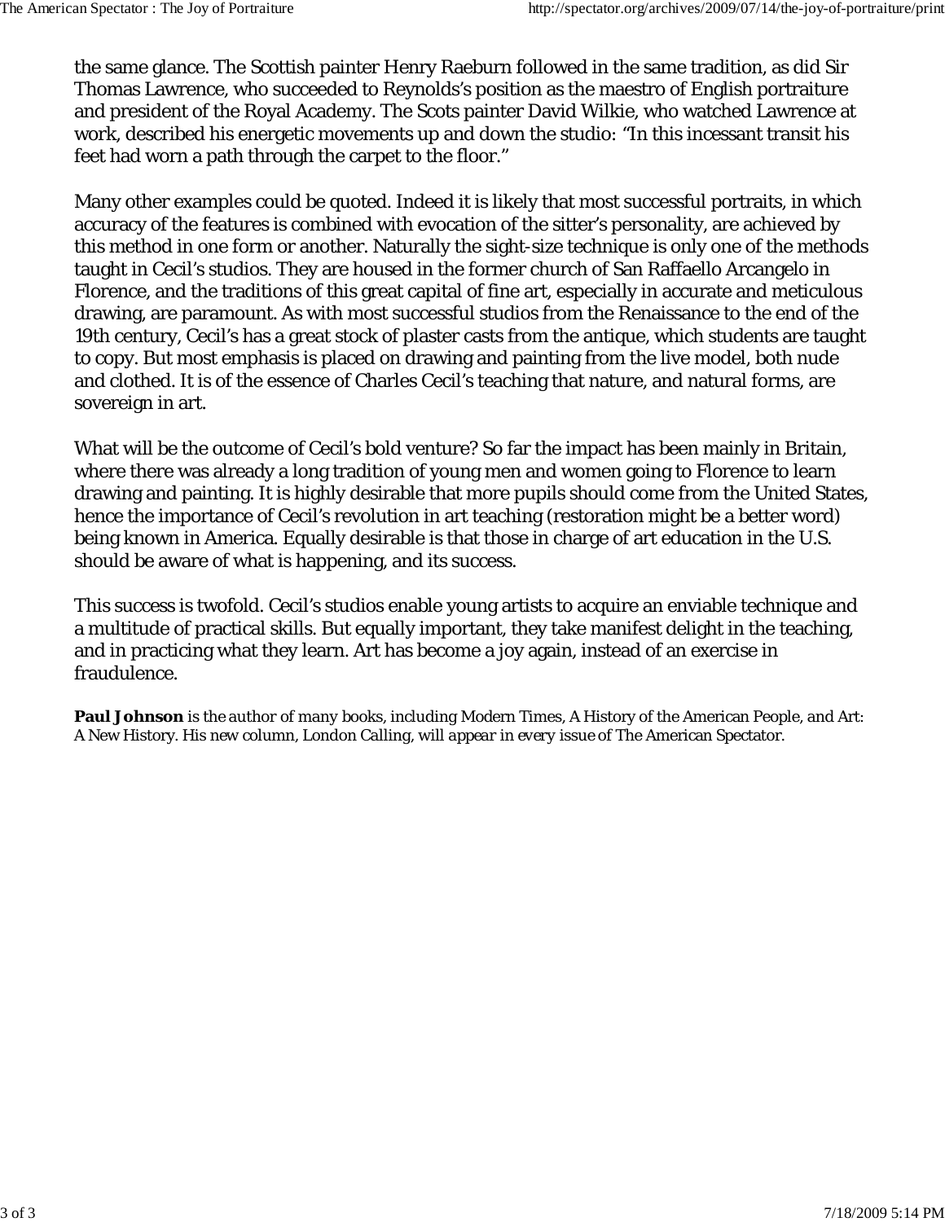the same glance. The Scottish painter Henry Raeburn followed in the same tradition, as did Sir Thomas Lawrence, who succeeded to Reynolds's position as the maestro of English portraiture and president of the Royal Academy. The Scots painter David Wilkie, who watched Lawrence at work, described his energetic movements up and down the studio: "In this incessant transit his feet had worn a path through the carpet to the floor."

Many other examples could be quoted. Indeed it is likely that most successful portraits, in which accuracy of the features is combined with evocation of the sitter's personality, are achieved by this method in one form or another. Naturally the sight-size technique is only one of the methods taught in Cecil's studios. They are housed in the former church of San Raffaello Arcangelo in Florence, and the traditions of this great capital of fine art, especially in accurate and meticulous drawing, are paramount. As with most successful studios from the Renaissance to the end of the 19th century, Cecil's has a great stock of plaster casts from the antique, which students are taught to copy. But most emphasis is placed on drawing and painting from the live model, both nude and clothed. It is of the essence of Charles Cecil's teaching that nature, and natural forms, are sovereign in art.

What will be the outcome of Cecil's bold venture? So far the impact has been mainly in Britain, where there was already a long tradition of young men and women going to Florence to learn drawing and painting. It is highly desirable that more pupils should come from the United States, hence the importance of Cecil's revolution in art teaching (restoration might be a better word) being known in America. Equally desirable is that those in charge of art education in the U.S. should be aware of what is happening, and its success.

This success is twofold. Cecil's studios enable young artists to acquire an enviable technique and a multitude of practical skills. But equally important, they take manifest delight in the teaching, and in practicing what they learn. Art has become a joy again, instead of an exercise in fraudulence.

**Paul Johnson** is the author of many books, including Modern Times, A History of the American People, and Art: A New History. His new column, London Calling, will appear in every issue of The American Spectator.